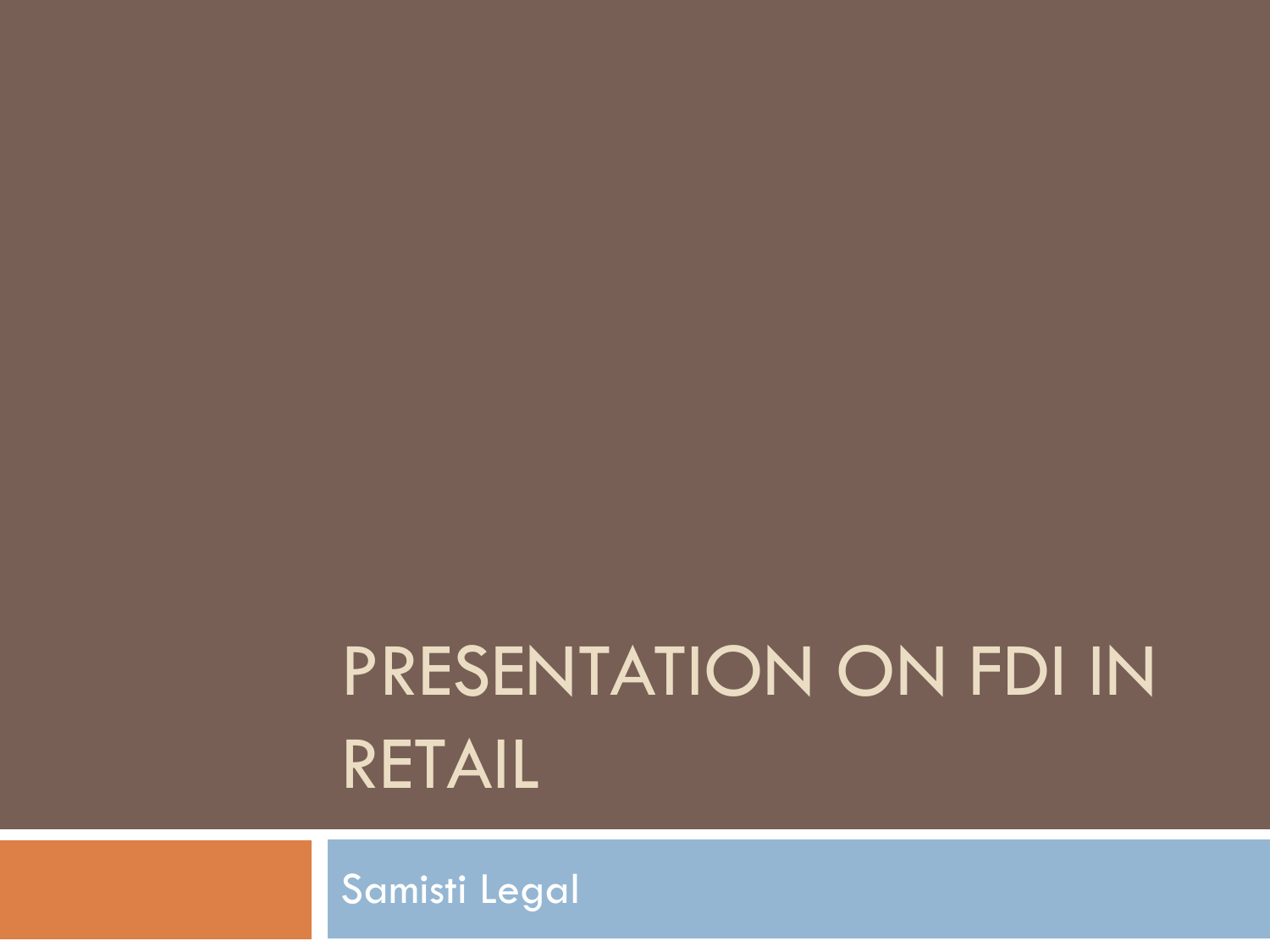# PRESENTATION ON FDI IN RETAIL

Samisti Legal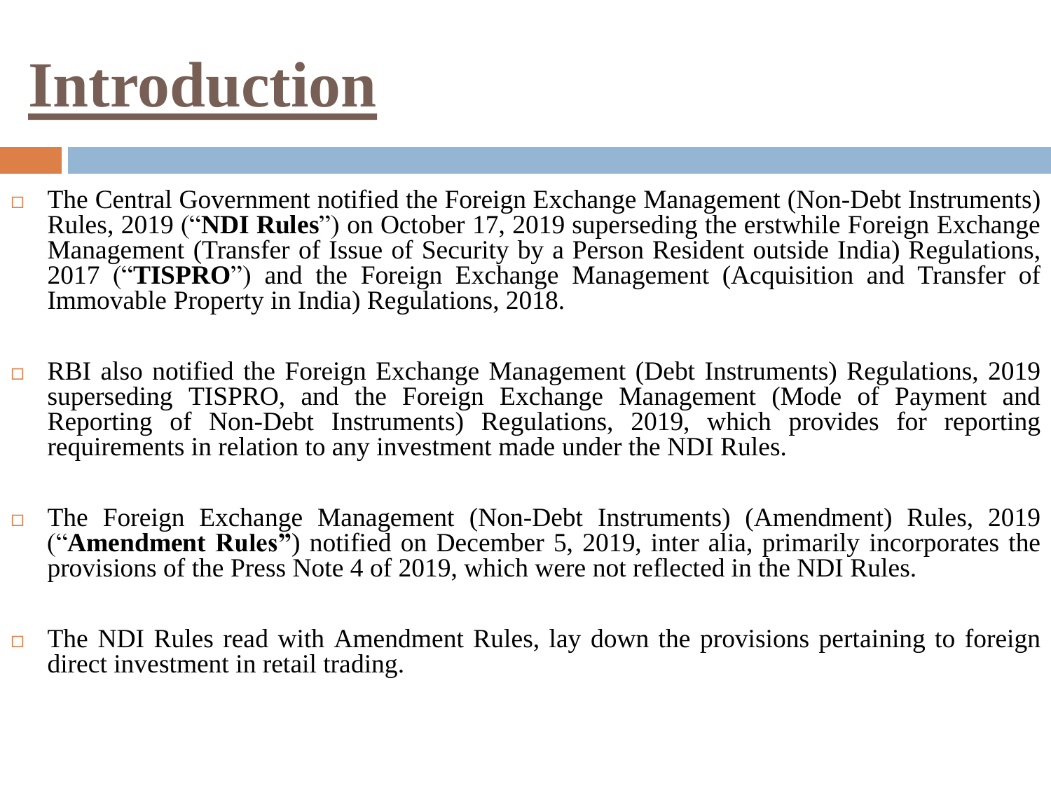# Introduction

- The Central Government notified the Foreign Exchange Management (Non-Debt Instruments) Rules, 2019 ("**NDI Rules**") on October 17, 2019 superseding the erstwhile Foreign Exchange Management (Transfer of Issue of Security by a Person Resident outside India) Regulations, 2017 ("**TISPRO**") and the Foreign Exchange Management (Acquisition and Transfer of Immovable Property in India) Regulations, 2018.

- RBI also notified the Foreign Exchange Management (Debt Instruments) Regulations, 2019 superseding TISPRO, and the Foreign Exchange Management (Mode of Payment and Reporting of Non-Debt Instruments) Regulations, 2019, which provides for reporting requirements in relation to any investment made under the NDI Rules.

- The Foreign Exchange Management (Non-Debt Instruments) (Amendment) Rules, 2019 ("**Amendment Rules**") notified on December 5, 2019, inter alia, primarily incorporates the provisions of the Press Note 4 of 2019, which were not reflected in the NDI Rules.

- The NDI Rules read with Amendment Rules, lay down the provisions pertaining to foreign direct investment in retail trading.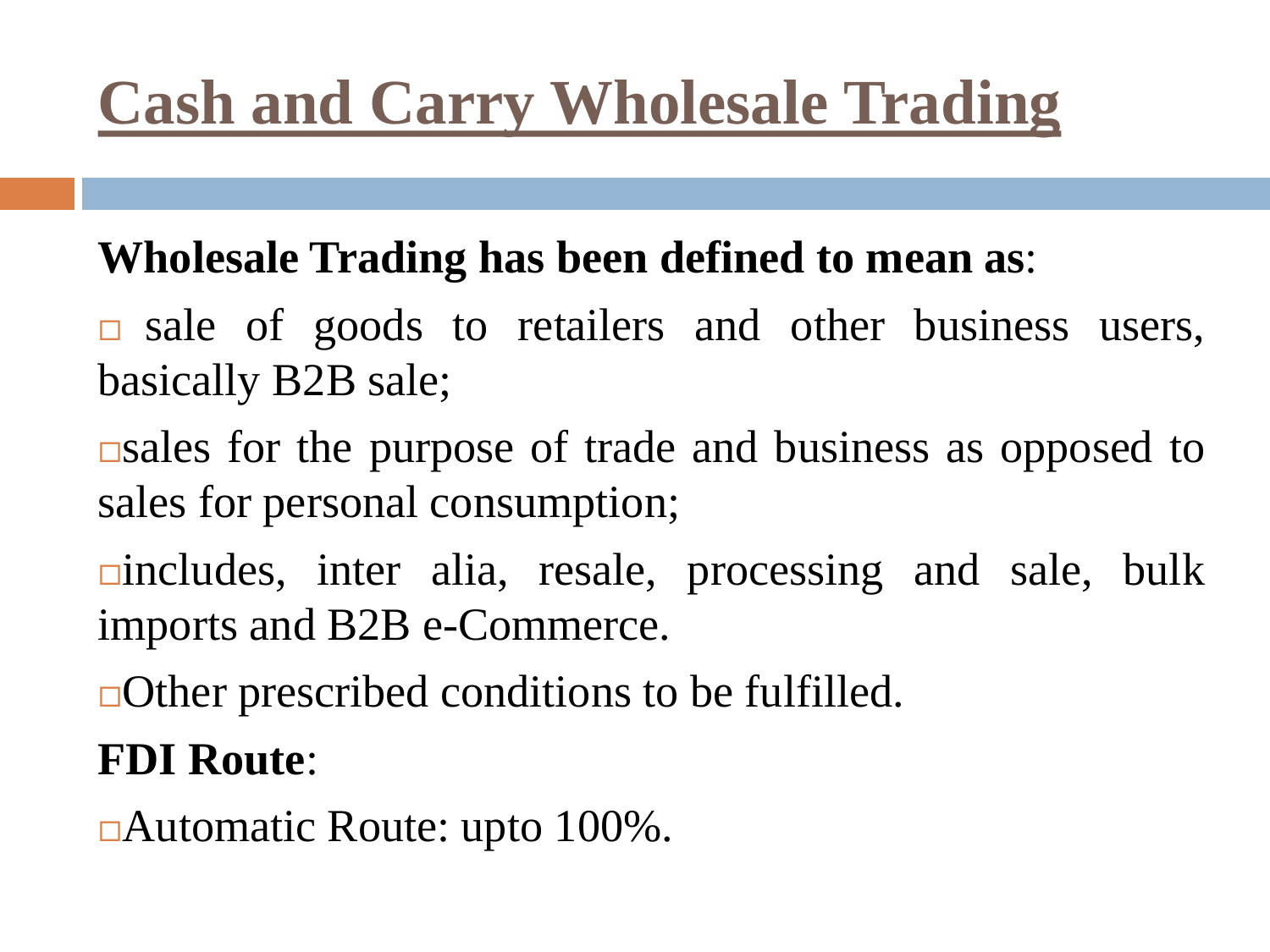# Cash and Carry Wholesale Trading

**Wholesale Trading has been defined to mean as**:

- sale of goods to retailers and other business users, basically B2B sale;
- sales for the purpose of trade and business as opposed to sales for personal consumption;
- includes, inter alia, resale, processing and sale, bulk imports and B2B e-Commerce.
- Other prescribed conditions to be fulfilled.

**FDI Route**:

- Automatic Route: upto 100%.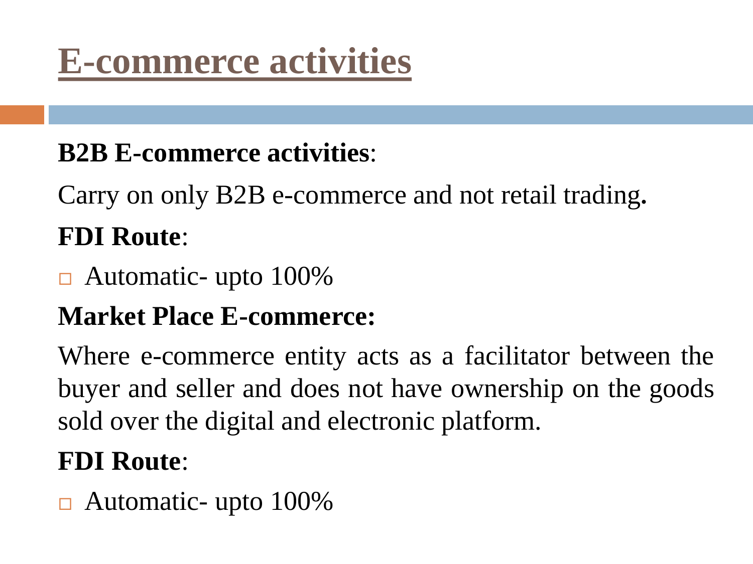# E-commerce activities

**B2B E-commerce activities**:

Carry on only B2B e-commerce and not retail trading**.**

**FDI Route**:

- Automatic- upto 100%

**Market Place E-commerce:**

Where e-commerce entity acts as a facilitator between the buyer and seller and does not have ownership on the goods sold over the digital and electronic platform.

**FDI Route**:

- Automatic- upto 100%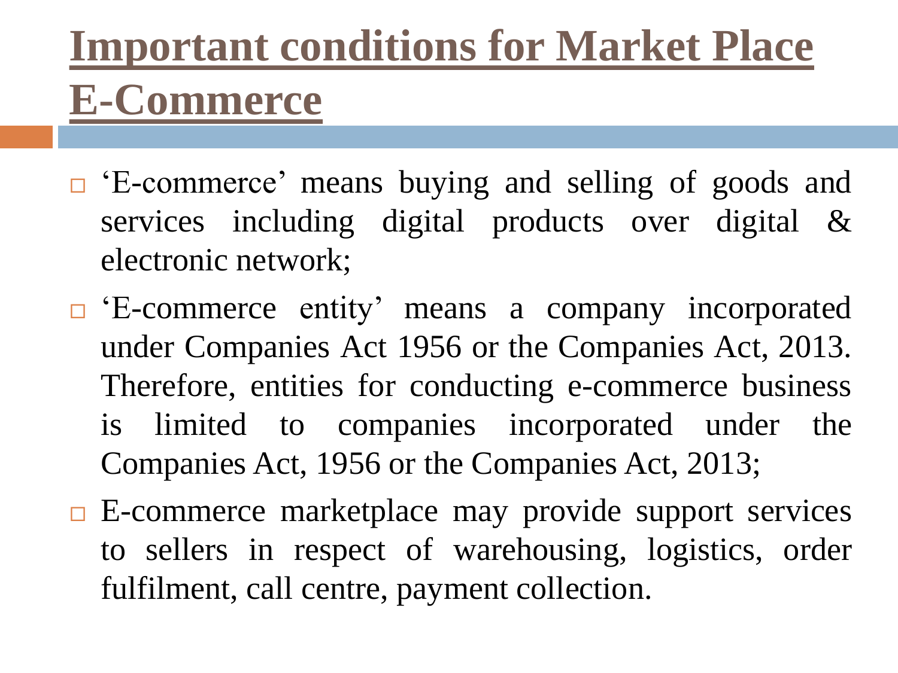# Important conditions for Market Place E-Commerce

- ‘E-commerce’ means buying and selling of goods and services including digital products over digital & electronic network;
- ‘E-commerce entity’ means a company incorporated under Companies Act 1956 or the Companies Act, 2013. Therefore, entities for conducting e-commerce business is limited to companies incorporated under the Companies Act, 1956 or the Companies Act, 2013;
- E-commerce marketplace may provide support services to sellers in respect of warehousing, logistics, order fulfilment, call centre, payment collection.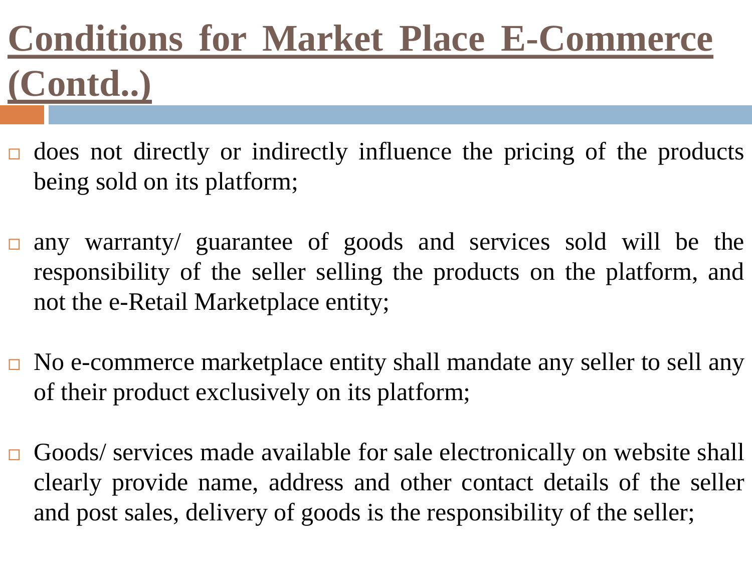# Conditions for Market Place E-Commerce (Contd..)

- does not directly or indirectly influence the pricing of the products being sold on its platform;

- any warranty/ guarantee of goods and services sold will be the responsibility of the seller selling the products on the platform, and not the e-Retail Marketplace entity;

- No e-commerce marketplace entity shall mandate any seller to sell any of their product exclusively on its platform;

- Goods/ services made available for sale electronically on website shall clearly provide name, address and other contact details of the seller and post sales, delivery of goods is the responsibility of the seller;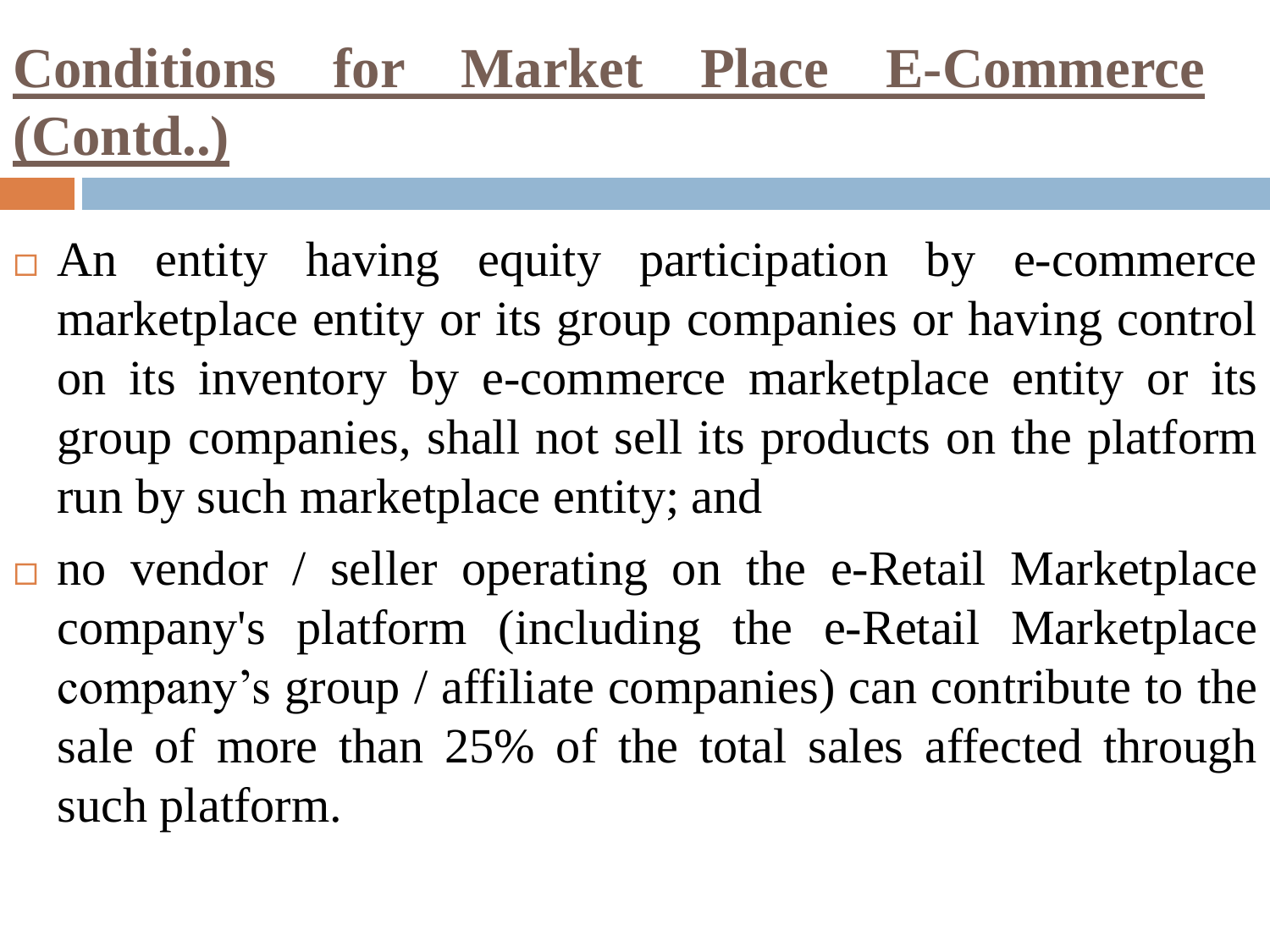## Conditions for Market Place E-Commerce (Contd..)

- An entity having equity participation by e-commerce marketplace entity or its group companies or having control on its inventory by e-commerce marketplace entity or its group companies, shall not sell its products on the platform run by such marketplace entity; and
- no vendor / seller operating on the e-Retail Marketplace company's platform (including the e-Retail Marketplace company's group / affiliate companies) can contribute to the sale of more than 25% of the total sales affected through such platform.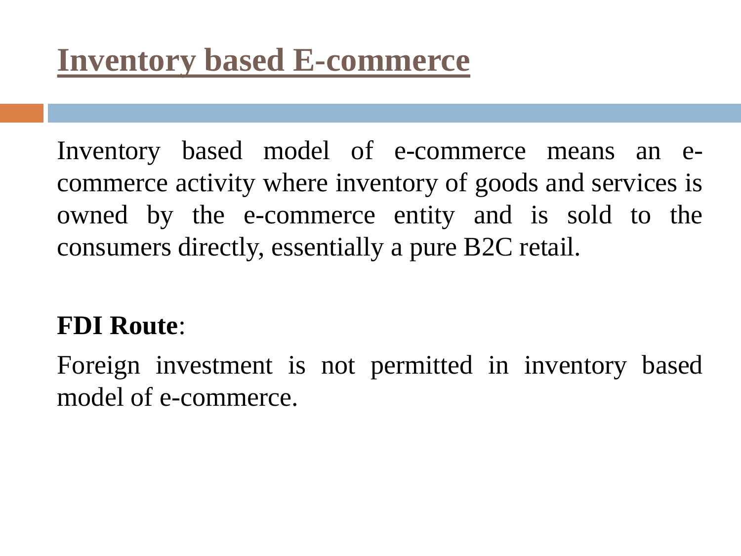# Inventory based E-commerce

Inventory based model of e-commerce means an e-commerce activity where inventory of goods and services is owned by the e-commerce entity and is sold to the consumers directly, essentially a pure B2C retail.

**FDI Route**:

Foreign investment is not permitted in inventory based model of e-commerce.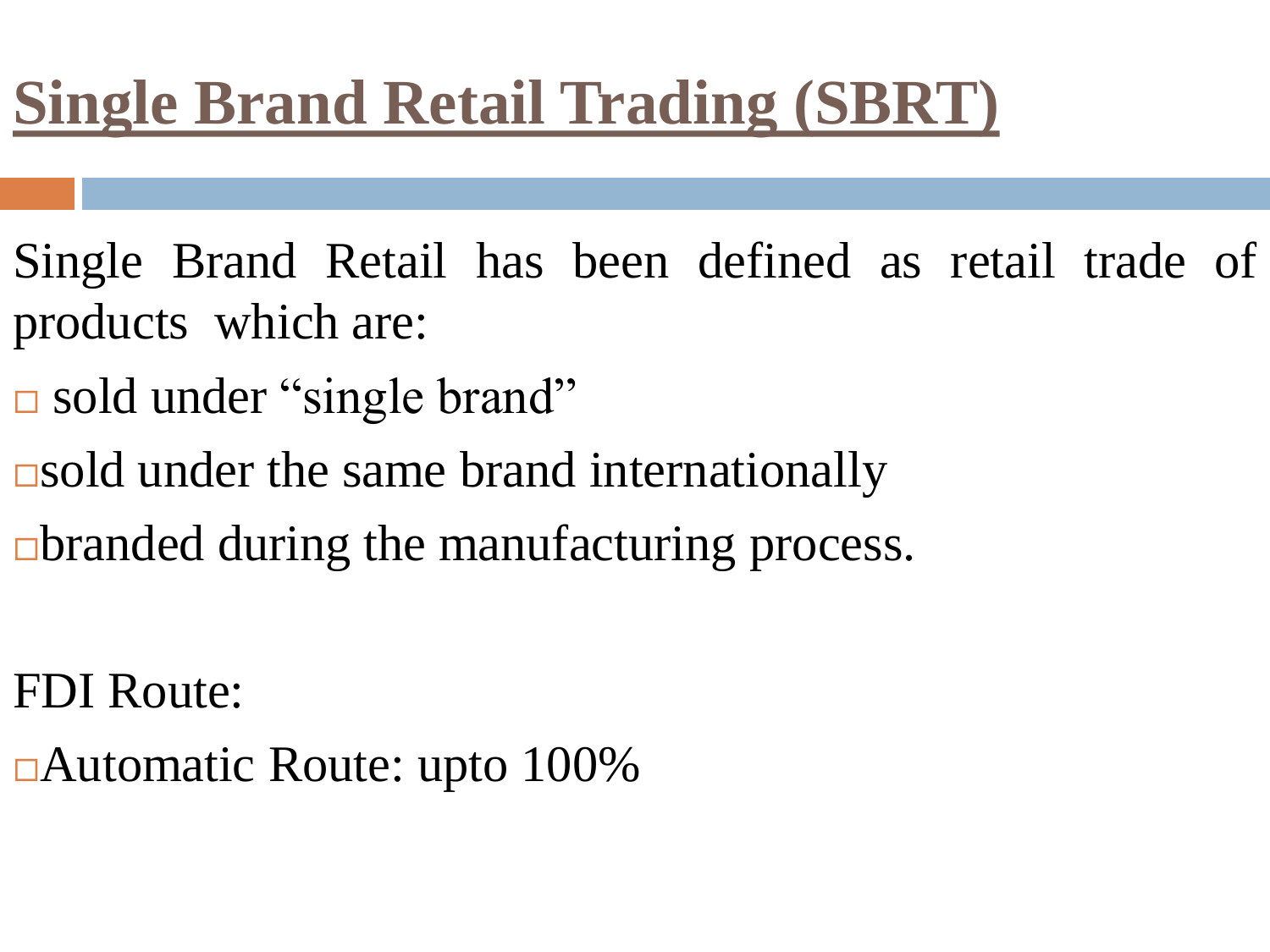# Single Brand Retail Trading (SBRT)

Single Brand Retail has been defined as retail trade of products which are:

- sold under "single brand"
- sold under the same brand internationally
- branded during the manufacturing process.

FDI Route:

- Automatic Route: upto 100%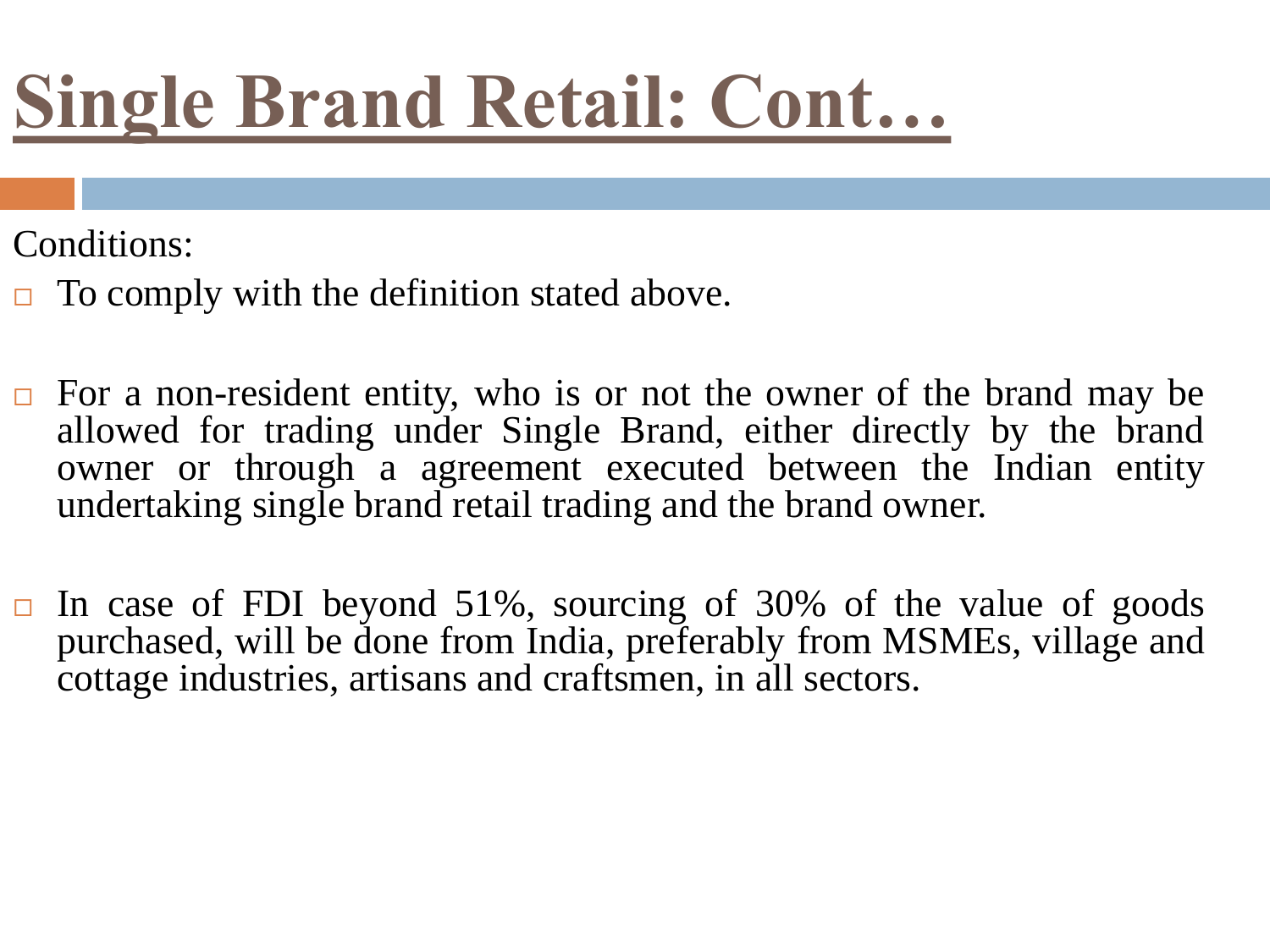# Single Brand Retail: Cont…

Conditions:

- To comply with the definition stated above.

- For a non-resident entity, who is or not the owner of the brand may be allowed for trading under Single Brand, either directly by the brand owner or through a agreement executed between the Indian entity undertaking single brand retail trading and the brand owner.

- In case of FDI beyond 51%, sourcing of 30% of the value of goods purchased, will be done from India, preferably from MSMEs, village and cottage industries, artisans and craftsmen, in all sectors.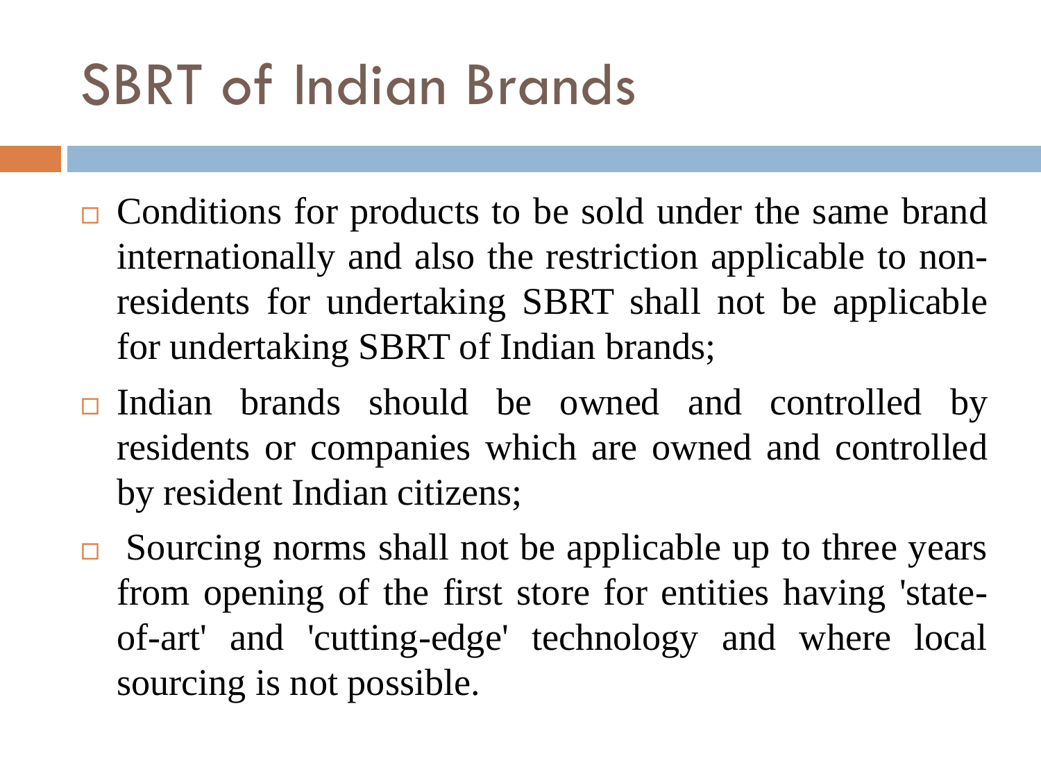# SBRT of Indian Brands

- Conditions for products to be sold under the same brand internationally and also the restriction applicable to non-residents for undertaking SBRT shall not be applicable for undertaking SBRT of Indian brands;
- Indian brands should be owned and controlled by residents or companies which are owned and controlled by resident Indian citizens;
- Sourcing norms shall not be applicable up to three years from opening of the first store for entities having 'state-of-art' and 'cutting-edge' technology and where local sourcing is not possible.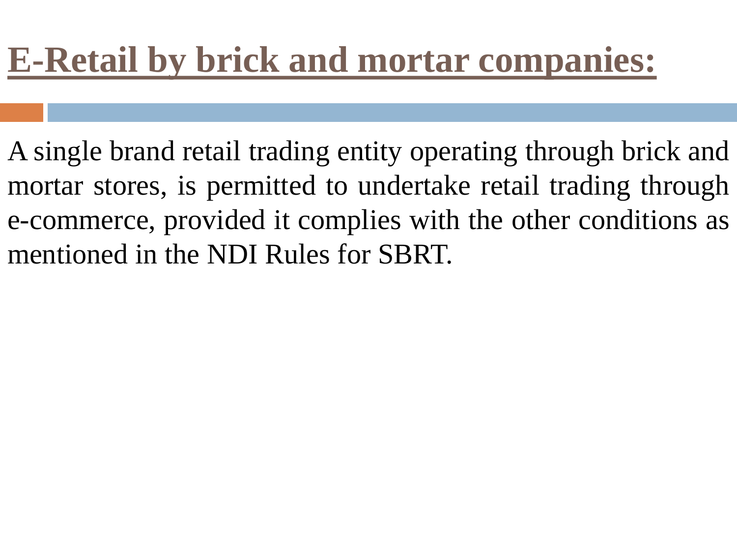# E-Retail by brick and mortar companies:

A single brand retail trading entity operating through brick and mortar stores, is permitted to undertake retail trading through e-commerce, provided it complies with the other conditions as mentioned in the NDI Rules for SBRT.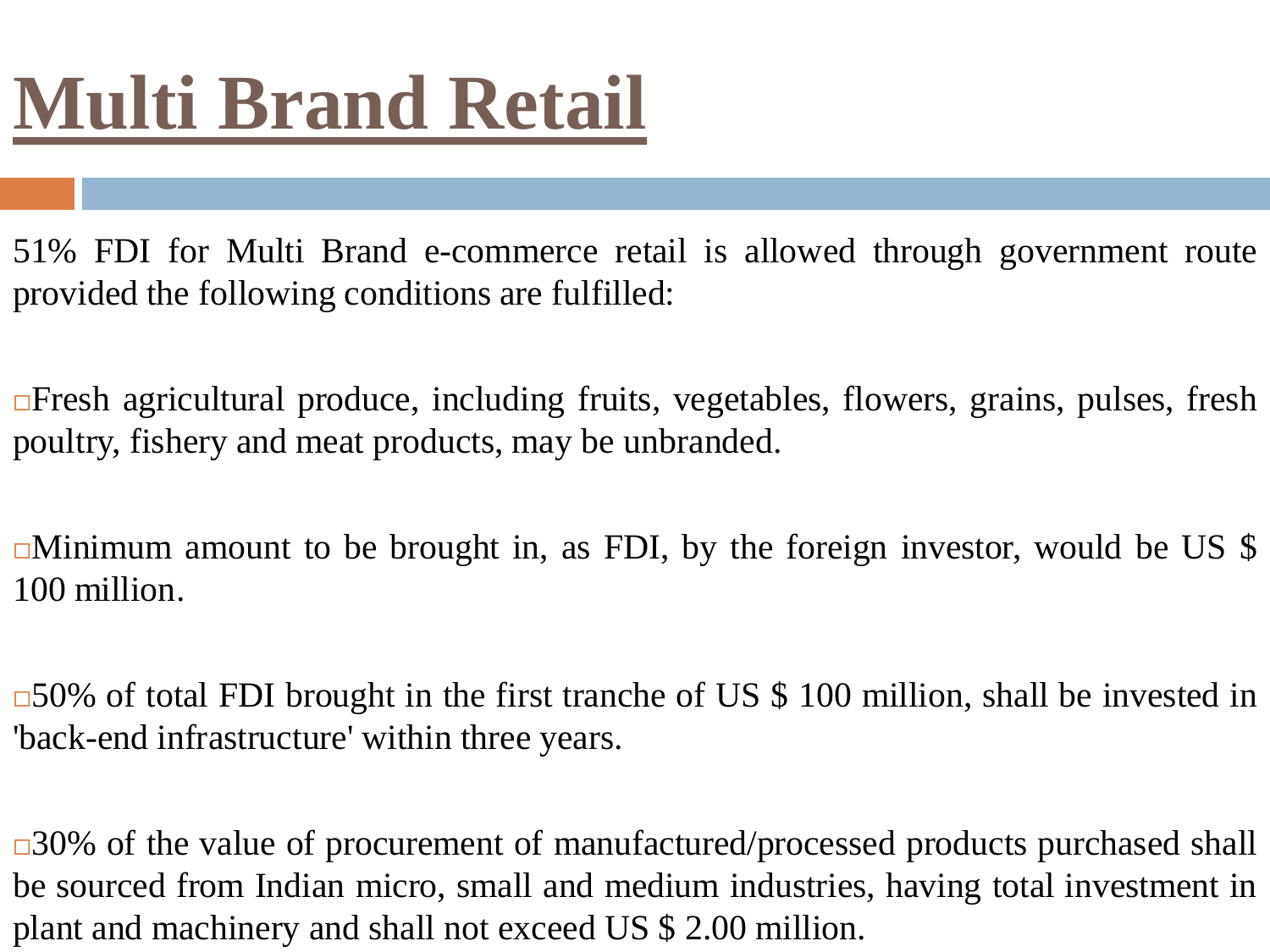# Multi Brand Retail

51% FDI for Multi Brand e-commerce retail is allowed through government route provided the following conditions are fulfilled:

- Fresh agricultural produce, including fruits, vegetables, flowers, grains, pulses, fresh poultry, fishery and meat products, may be unbranded.

- Minimum amount to be brought in, as FDI, by the foreign investor, would be US $ 100 million.

- 50% of total FDI brought in the first tranche of US $ 100 million, shall be invested in 'back-end infrastructure' within three years.

- 30% of the value of procurement of manufactured/processed products purchased shall be sourced from Indian micro, small and medium industries, having total investment in plant and machinery and shall not exceed US $ 2.00 million.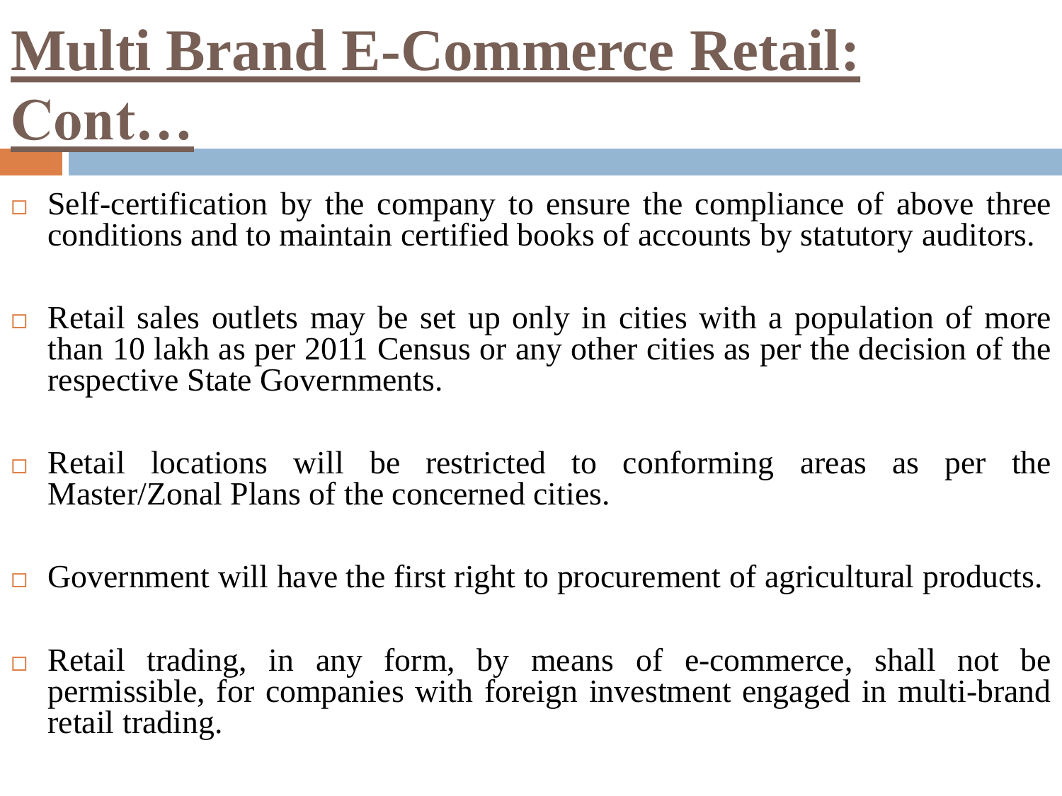# Multi Brand E-Commerce Retail: Cont…

- Self-certification by the company to ensure the compliance of above three conditions and to maintain certified books of accounts by statutory auditors.

- Retail sales outlets may be set up only in cities with a population of more than 10 lakh as per 2011 Census or any other cities as per the decision of the respective State Governments.

- Retail locations will be restricted to conforming areas as per the Master/Zonal Plans of the concerned cities.

- Government will have the first right to procurement of agricultural products.

- Retail trading, in any form, by means of e-commerce, shall not be permissible, for companies with foreign investment engaged in multi-brand retail trading.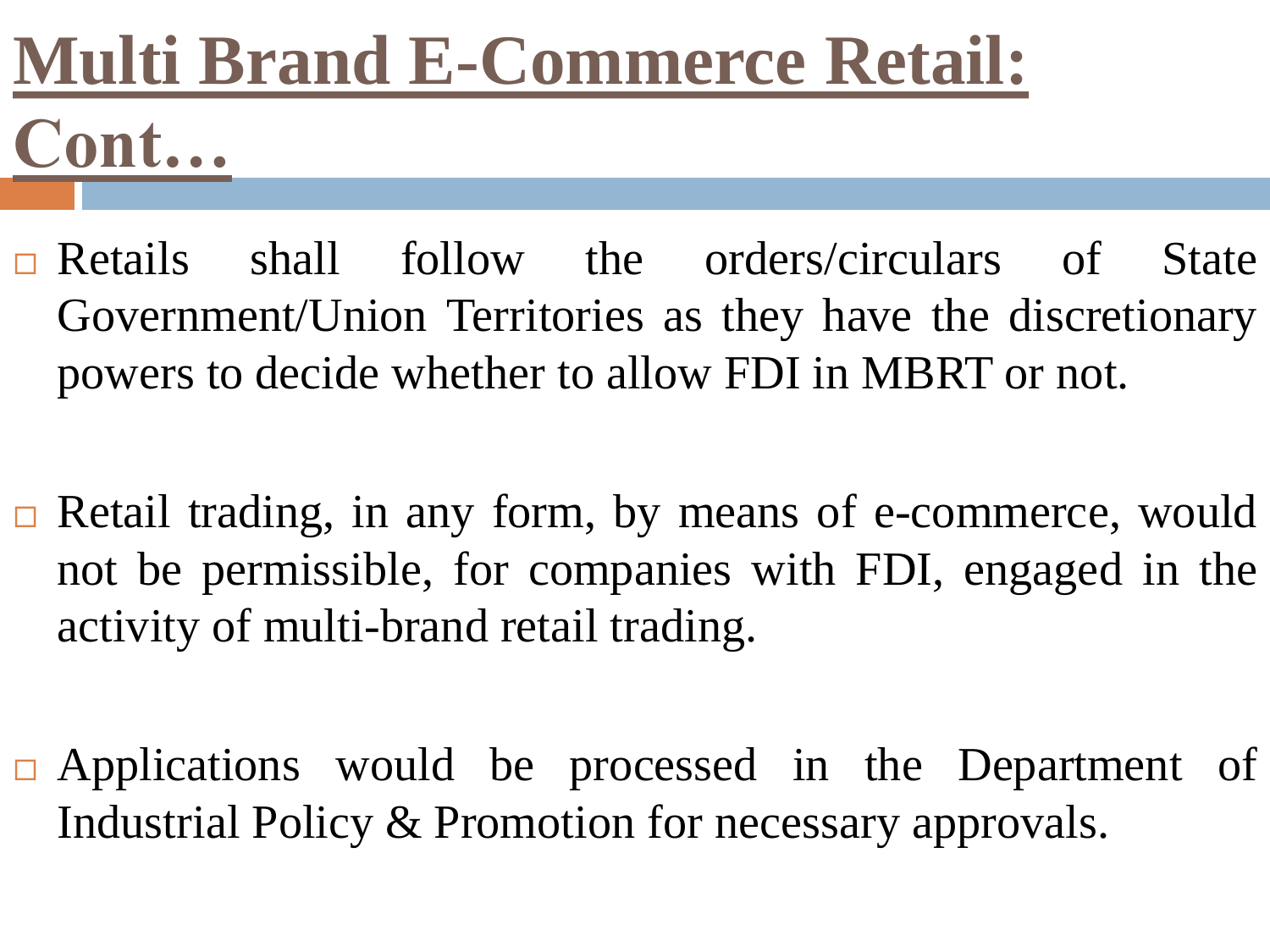# Multi Brand E-Commerce Retail: Cont…

- Retails shall follow the orders/circulars of State Government/Union Territories as they have the discretionary powers to decide whether to allow FDI in MBRT or not.

- Retail trading, in any form, by means of e-commerce, would not be permissible, for companies with FDI, engaged in the activity of multi-brand retail trading.

- Applications would be processed in the Department of Industrial Policy & Promotion for necessary approvals.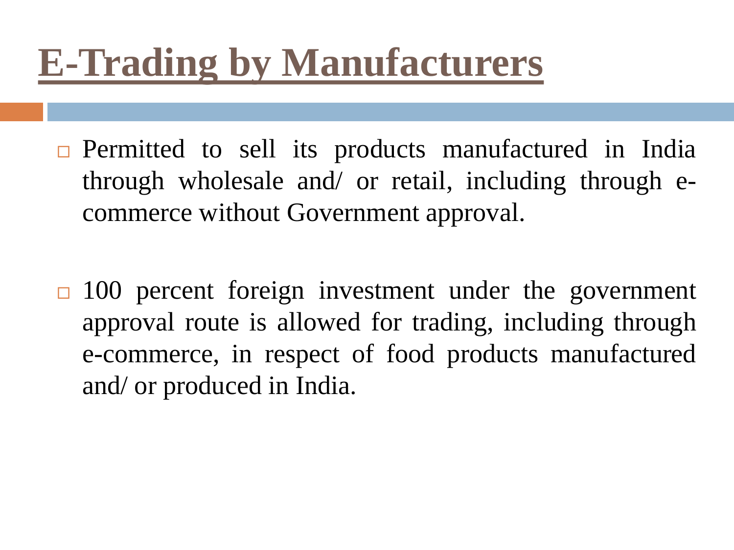# E-Trading by Manufacturers

- Permitted to sell its products manufactured in India through wholesale and/ or retail, including through e-commerce without Government approval.

- 100 percent foreign investment under the government approval route is allowed for trading, including through e-commerce, in respect of food products manufactured and/ or produced in India.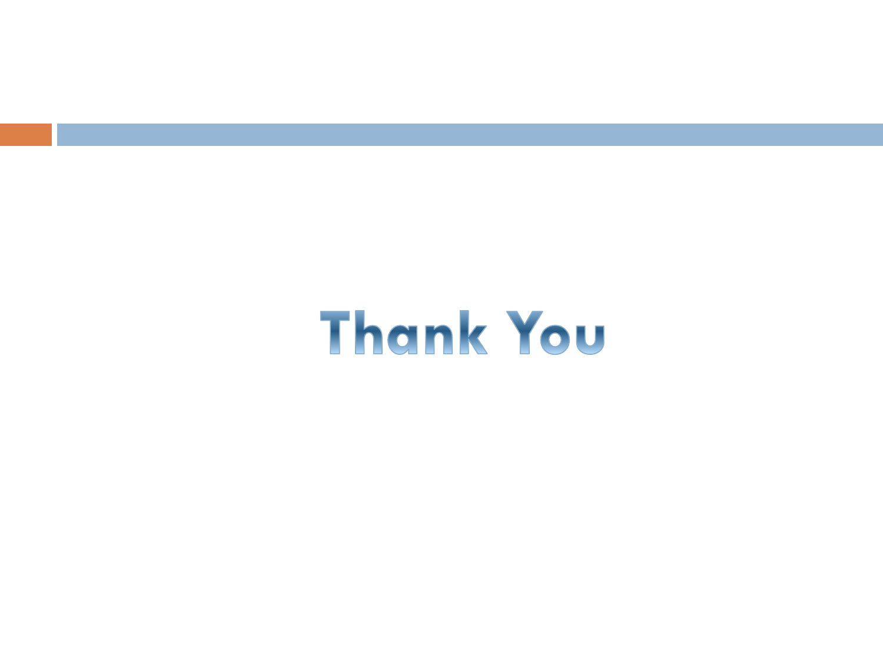# Thank You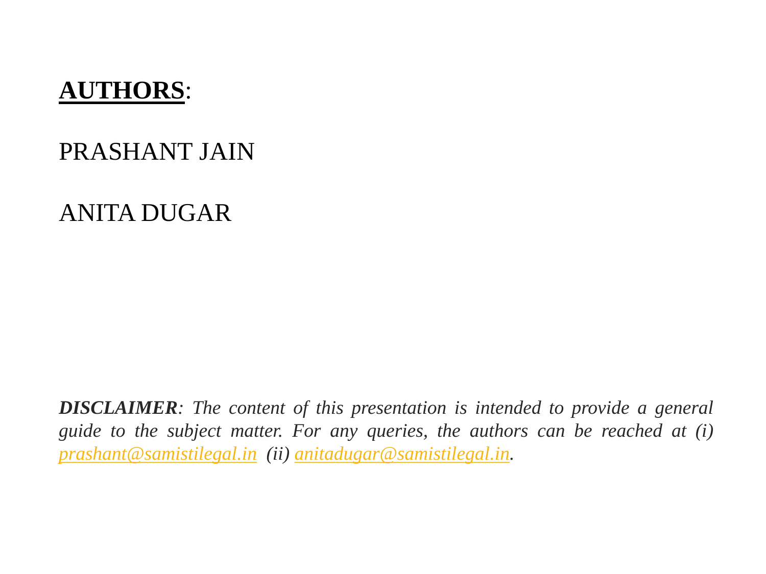**<u>AUTHORS</u>**:

PRASHANT JAIN

ANITA DUGAR

***DISCLAIMER****: The content of this presentation is intended to provide a general guide to the subject matter. For any queries, the authors can be reached at (i) prashant@samistilegal.in (ii) anitadugar@samistilegal.in.*